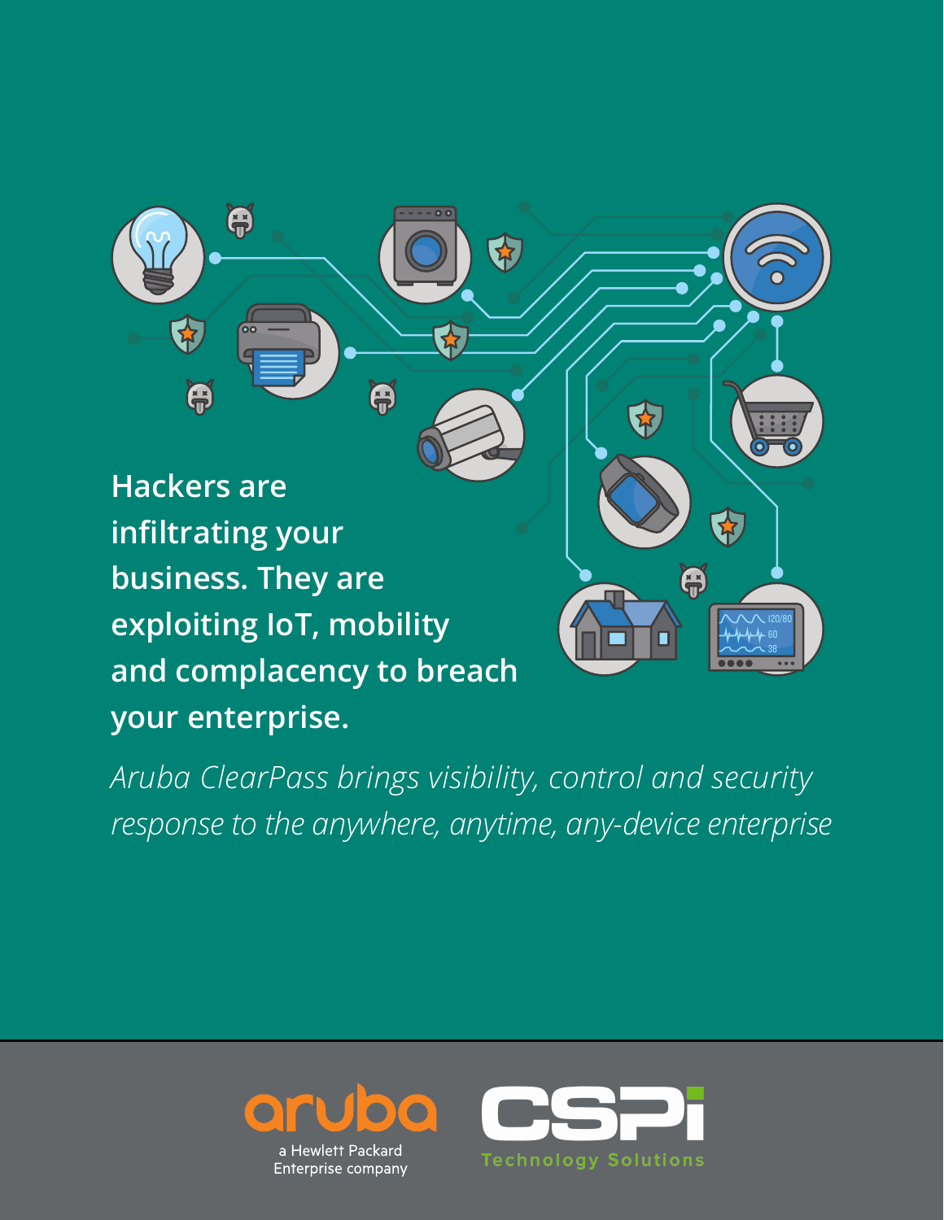# Hackers are infiltrating your business. They are exploiting IoT, mobility and complacency to breach your enterprise.

*Aruba ClearPass brings visibility, control and security response to the anywhere, anytime, any-device enterprise*

aruba
a Hewlett Packard Enterprise company

CSPi
Technology Solutions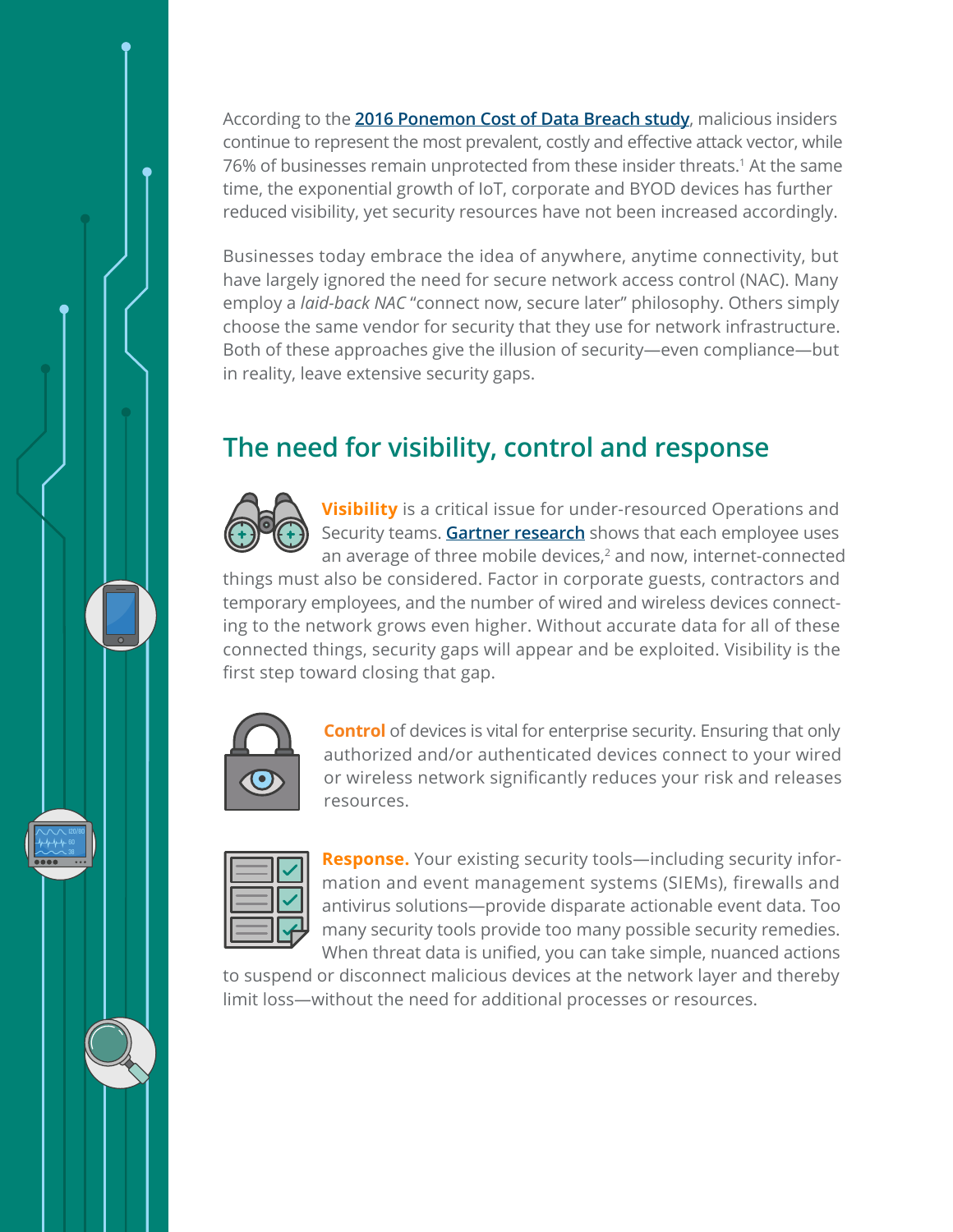According to the **2016 Ponemon Cost of Data Breach study**, malicious insiders continue to represent the most prevalent, costly and effective attack vector, while 76% of businesses remain unprotected from these insider threats.[1] At the same time, the exponential growth of IoT, corporate and BYOD devices has further reduced visibility, yet security resources have not been increased accordingly.

Businesses today embrace the idea of anywhere, anytime connectivity, but have largely ignored the need for secure network access control (NAC). Many employ a *laid-back NAC* "connect now, secure later" philosophy. Others simply choose the same vendor for security that they use for network infrastructure. Both of these approaches give the illusion of security—even compliance—but in reality, leave extensive security gaps.

## The need for visibility, control and response

**Visibility** is a critical issue for under-resourced Operations and Security teams. **Gartner research** shows that each employee uses an average of three mobile devices,[2] and now, internet-connected things must also be considered. Factor in corporate guests, contractors and temporary employees, and the number of wired and wireless devices connecting to the network grows even higher. Without accurate data for all of these connected things, security gaps will appear and be exploited. Visibility is the first step toward closing that gap.

**Control** of devices is vital for enterprise security. Ensuring that only authorized and/or authenticated devices connect to your wired or wireless network significantly reduces your risk and releases resources.

**Response.** Your existing security tools—including security information and event management systems (SIEMs), firewalls and antivirus solutions—provide disparate actionable event data. Too many security tools provide too many possible security remedies. When threat data is unified, you can take simple, nuanced actions to suspend or disconnect malicious devices at the network layer and thereby limit loss—without the need for additional processes or resources.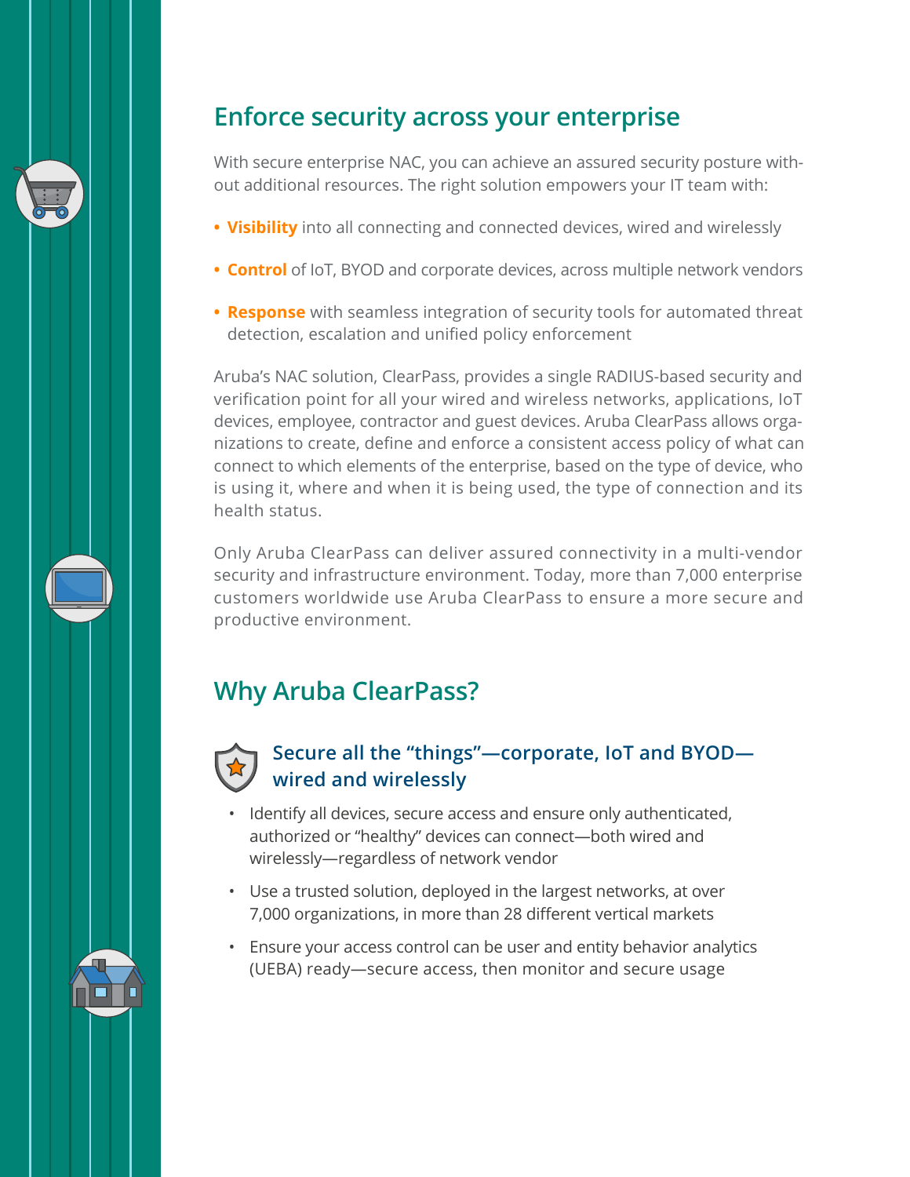## Enforce security across your enterprise

With secure enterprise NAC, you can achieve an assured security posture without additional resources. The right solution empowers your IT team with:

- **Visibility** into all connecting and connected devices, wired and wirelessly
- **Control** of IoT, BYOD and corporate devices, across multiple network vendors
- **Response** with seamless integration of security tools for automated threat detection, escalation and unified policy enforcement

Aruba's NAC solution, ClearPass, provides a single RADIUS-based security and verification point for all your wired and wireless networks, applications, IoT devices, employee, contractor and guest devices. Aruba ClearPass allows organizations to create, define and enforce a consistent access policy of what can connect to which elements of the enterprise, based on the type of device, who is using it, where and when it is being used, the type of connection and its health status.

Only Aruba ClearPass can deliver assured connectivity in a multi-vendor security and infrastructure environment. Today, more than 7,000 enterprise customers worldwide use Aruba ClearPass to ensure a more secure and productive environment.

## Why Aruba ClearPass?

### Secure all the "things"—corporate, IoT and BYOD—wired and wirelessly

- Identify all devices, secure access and ensure only authenticated, authorized or "healthy" devices can connect—both wired and wirelessly—regardless of network vendor
- Use a trusted solution, deployed in the largest networks, at over 7,000 organizations, in more than 28 different vertical markets
- Ensure your access control can be user and entity behavior analytics (UEBA) ready—secure access, then monitor and secure usage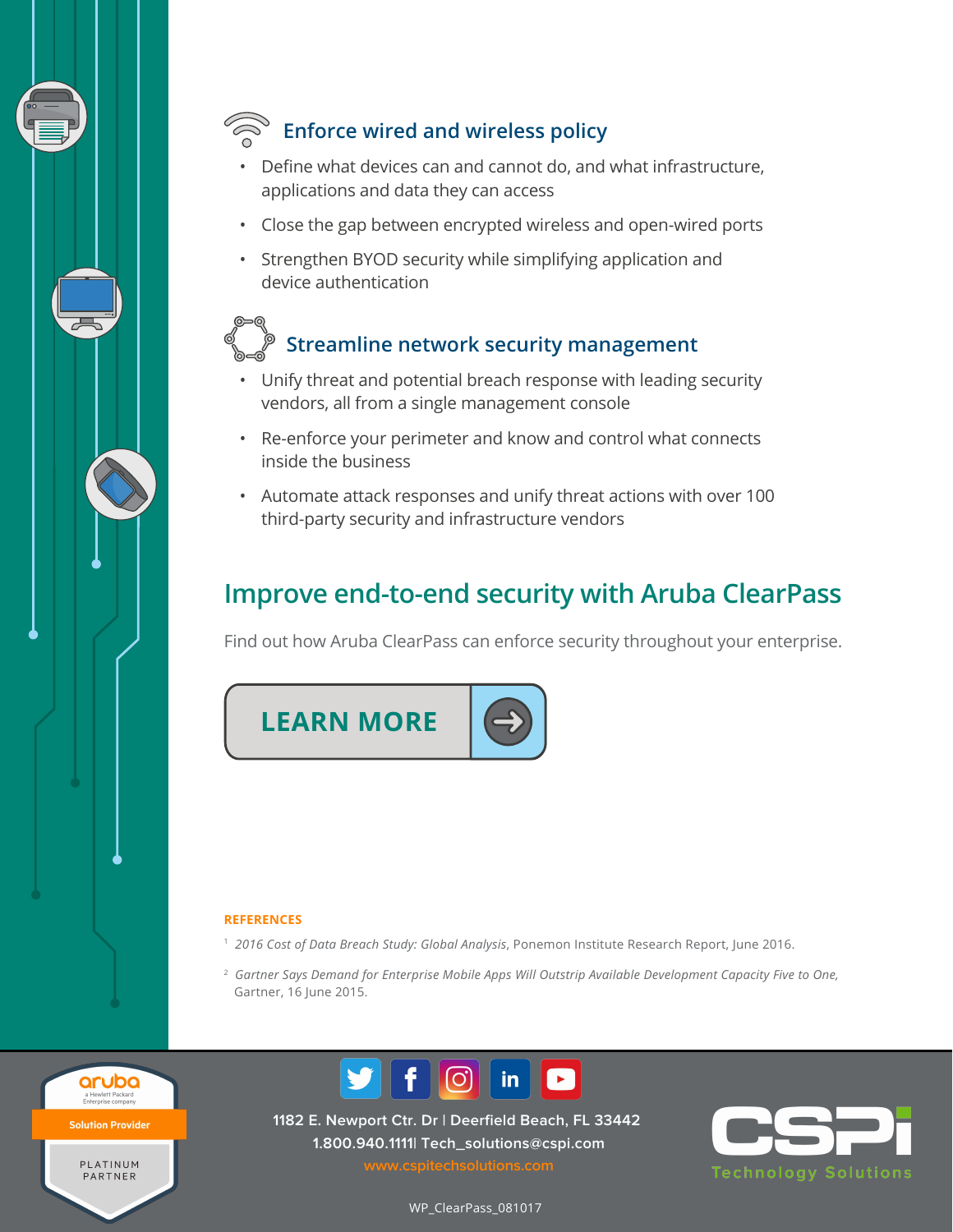### Enforce wired and wireless policy

- Define what devices can and cannot do, and what infrastructure, applications and data they can access
- Close the gap between encrypted wireless and open-wired ports
- Strengthen BYOD security while simplifying application and device authentication

### Streamline network security management

- Unify threat and potential breach response with leading security vendors, all from a single management console
- Re-enforce your perimeter and know and control what connects inside the business
- Automate attack responses and unify threat actions with over 100 third-party security and infrastructure vendors

## Improve end-to-end security with Aruba ClearPass

Find out how Aruba ClearPass can enforce security throughout your enterprise.

LEARN MORE

**REFERENCES**

[1] *2016 Cost of Data Breach Study: Global Analysis*, Ponemon Institute Research Report, June 2016.

[2] *Gartner Says Demand for Enterprise Mobile Apps Will Outstrip Available Development Capacity Five to One*, Gartner, 16 June 2015.

aruba a Hewlett Packard Enterprise company
Solution Provider
PLATINUM PARTNER

1182 E. Newport Ctr. Dr | Deerfield Beach, FL 33442
1.800.940.1111| Tech_solutions@cspi.com
www.cspitechsolutions.com

CSPi Technology Solutions

WP_ClearPass_081017